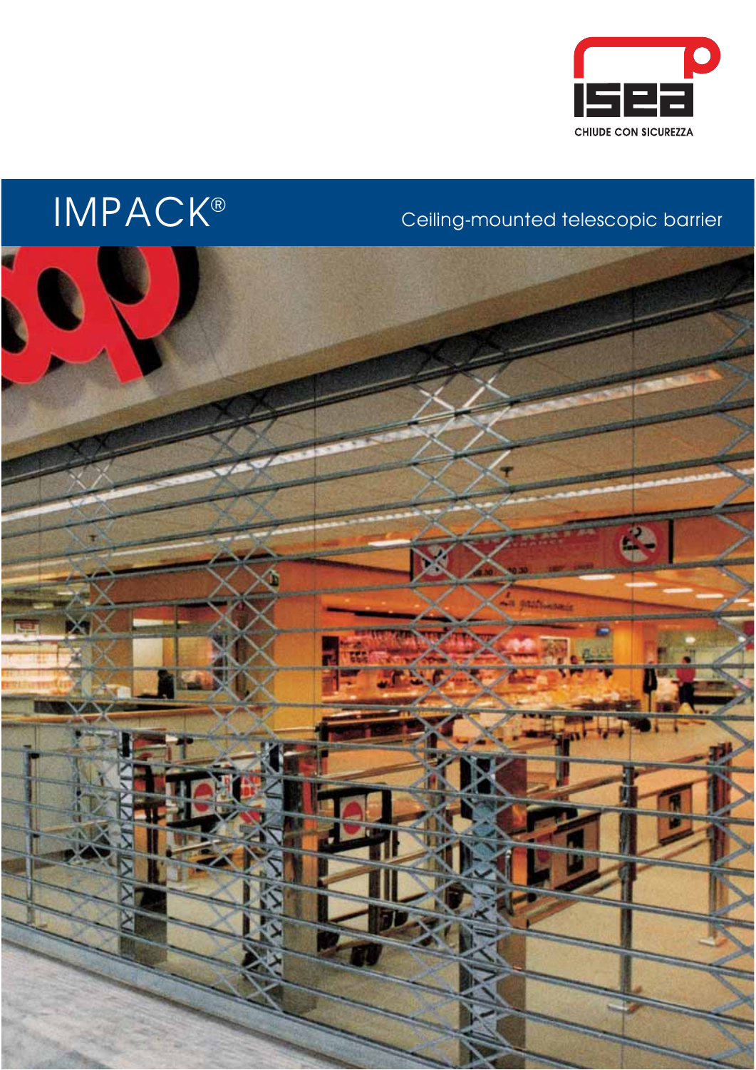isea

CHIUDE CON SICUREZZA

# IMPACK®

Ceiling-mounted telescopic barrier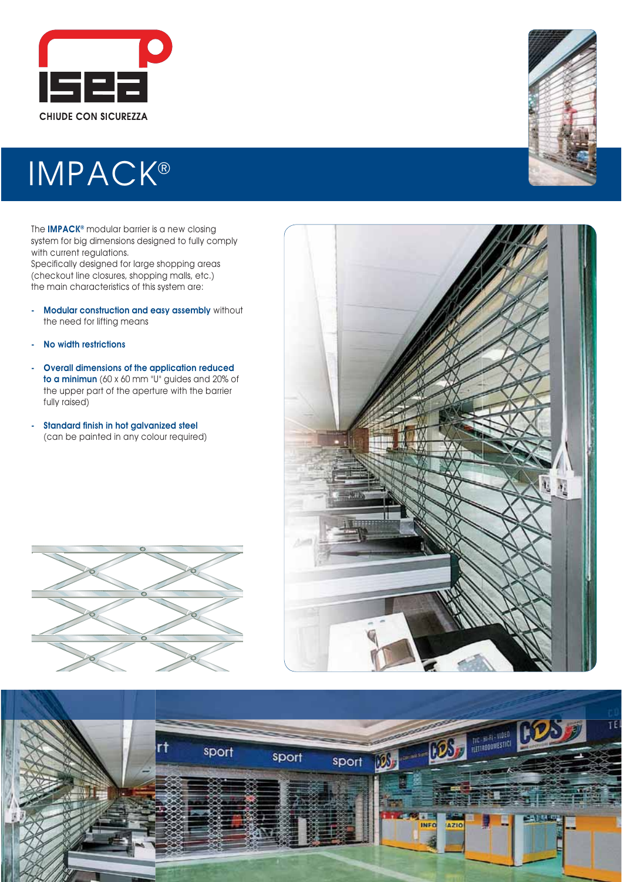ISEA

CHIUDE CON SICUREZZA

# IMPACK®

The **IMPACK®** modular barrier is a new closing system for big dimensions designed to fully comply with current regulations.
Specifically designed for large shopping areas (checkout line closures, shopping malls, etc.) the main characteristics of this system are:

- **Modular construction and easy assembly** without the need for lifting means
- **No width restrictions**
- **Overall dimensions of the application reduced to a minimun** (60 x 60 mm "U" guides and 20% of the upper part of the aperture with the barrier fully raised)
- **Standard finish in hot galvanized steel** (can be painted in any colour required)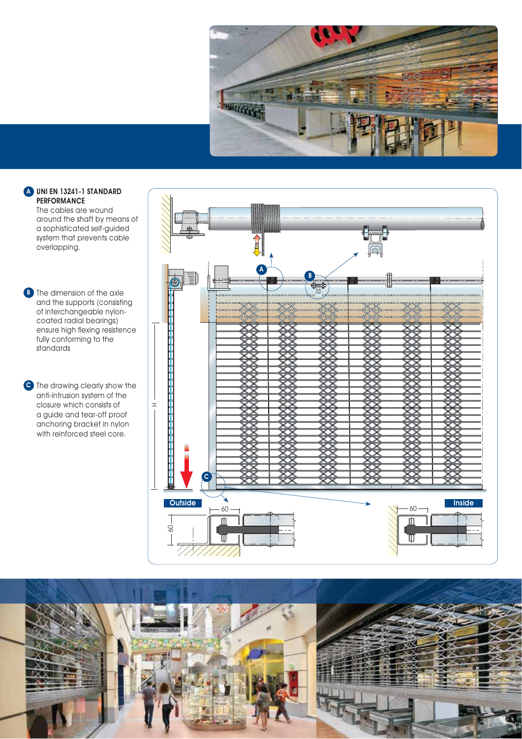**A** **UNI EN 13241-1 STANDARD PERFORMANCE**
The cables are wound around the shaft by means of a sophisticated self-guided system that prevents cable overlapping.

**B** The dimension of the axle and the supports (consisting of interchangeable nylon-coated radial bearings) ensure high flexing resistence fully conforming to the standards

**C** The drawing clearly show the anti-intrusion system of the closure which consists of a guide and tear-off proof anchoring bracket in nylon with reinforced steel core.

H

Outside

60

60

Inside

60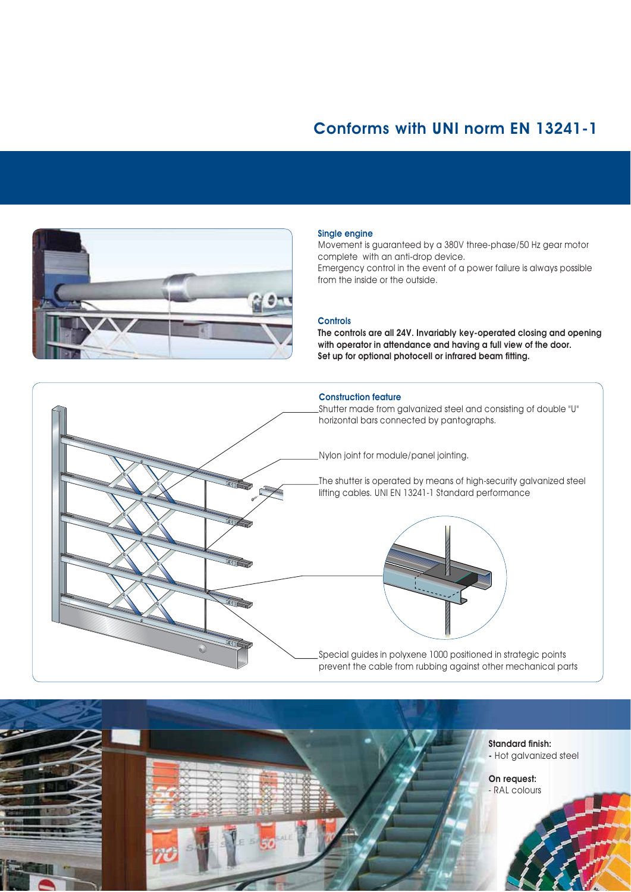## Conforms with UNI norm EN 13241-1

### Single engine

Movement is guaranteed by a 380V three-phase/50 Hz gear motor complete with an anti-drop device.
Emergency control in the event of a power failure is always possible from the inside or the outside.

### Controls

**The controls are all 24V. Invariably key-operated closing and opening with operator in attendance and having a full view of the door.**
**Set up for optional photocell or infrared beam fitting.**

### Construction feature

Shutter made from galvanized steel and consisting of double "U" horizontal bars connected by pantographs.

Nylon joint for module/panel jointing.

The shutter is operated by means of high-security galvanized steel lifting cables. UNI EN 13241-1 Standard performance

Special guides in polyxene 1000 positioned in strategic points prevent the cable from rubbing against other mechanical parts

**Standard finish:**
- Hot galvanized steel

**On request:**
- RAL colours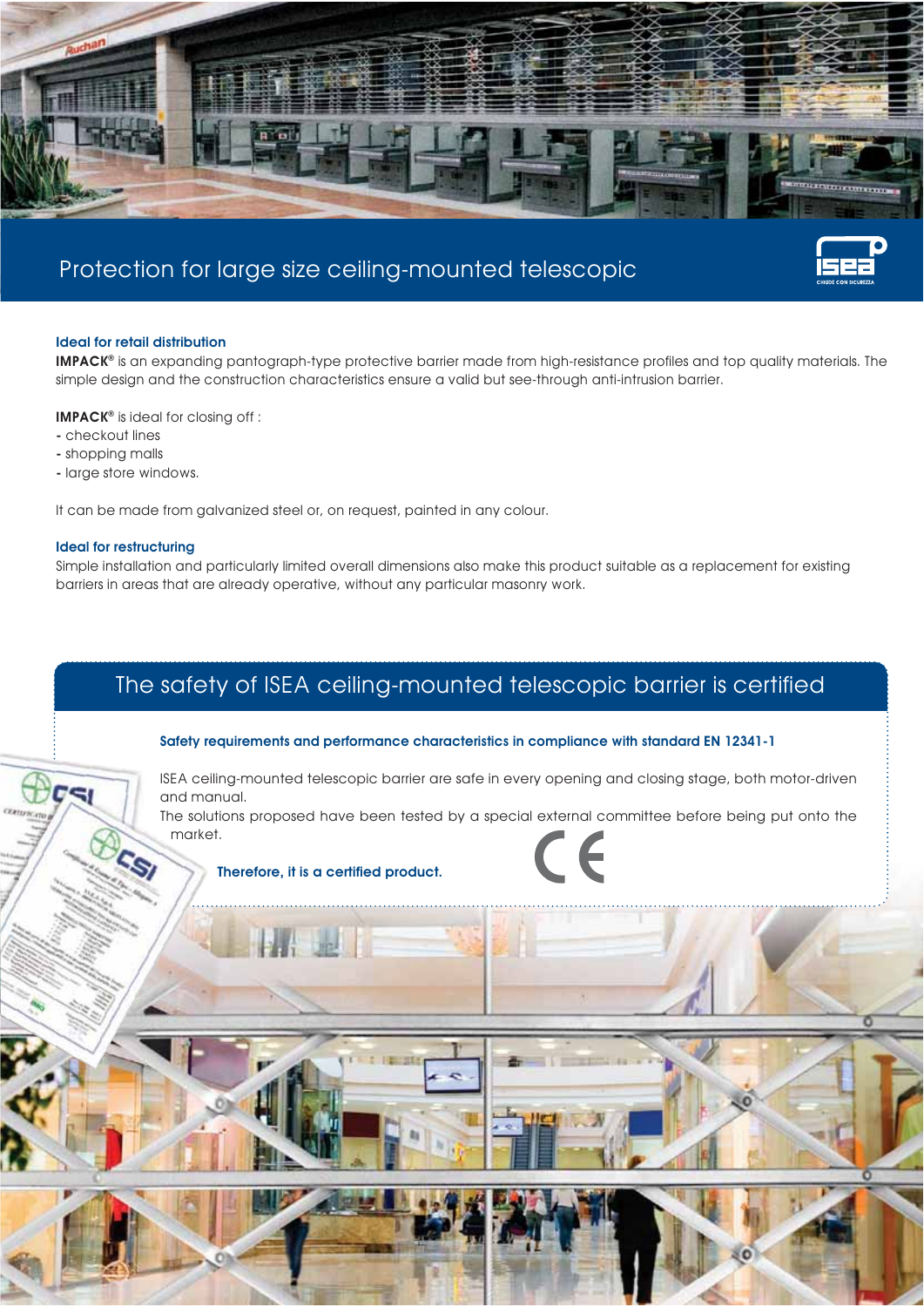# Protection for large size ceiling-mounted telescopic

### Ideal for retail distribution

**IMPACK®** is an expanding pantograph-type protective barrier made from high-resistance profiles and top quality materials. The simple design and the construction characteristics ensure a valid but see-through anti-intrusion barrier.

**IMPACK®** is ideal for closing off :

- checkout lines
- shopping malls
- large store windows.

It can be made from galvanized steel or, on request, painted in any colour.

### Ideal for restructuring

Simple installation and particularly limited overall dimensions also make this product suitable as a replacement for existing barriers in areas that are already operative, without any particular masonry work.

## The safety of ISEA ceiling-mounted telescopic barrier is certified

**Safety requirements and performance characteristics in compliance with standard EN 12341-1**

ISEA ceiling-mounted telescopic barrier are safe in every opening and closing stage, both motor-driven and manual.

The solutions proposed have been tested by a special external committee before being put onto the market.

**Therefore, it is a certified product.**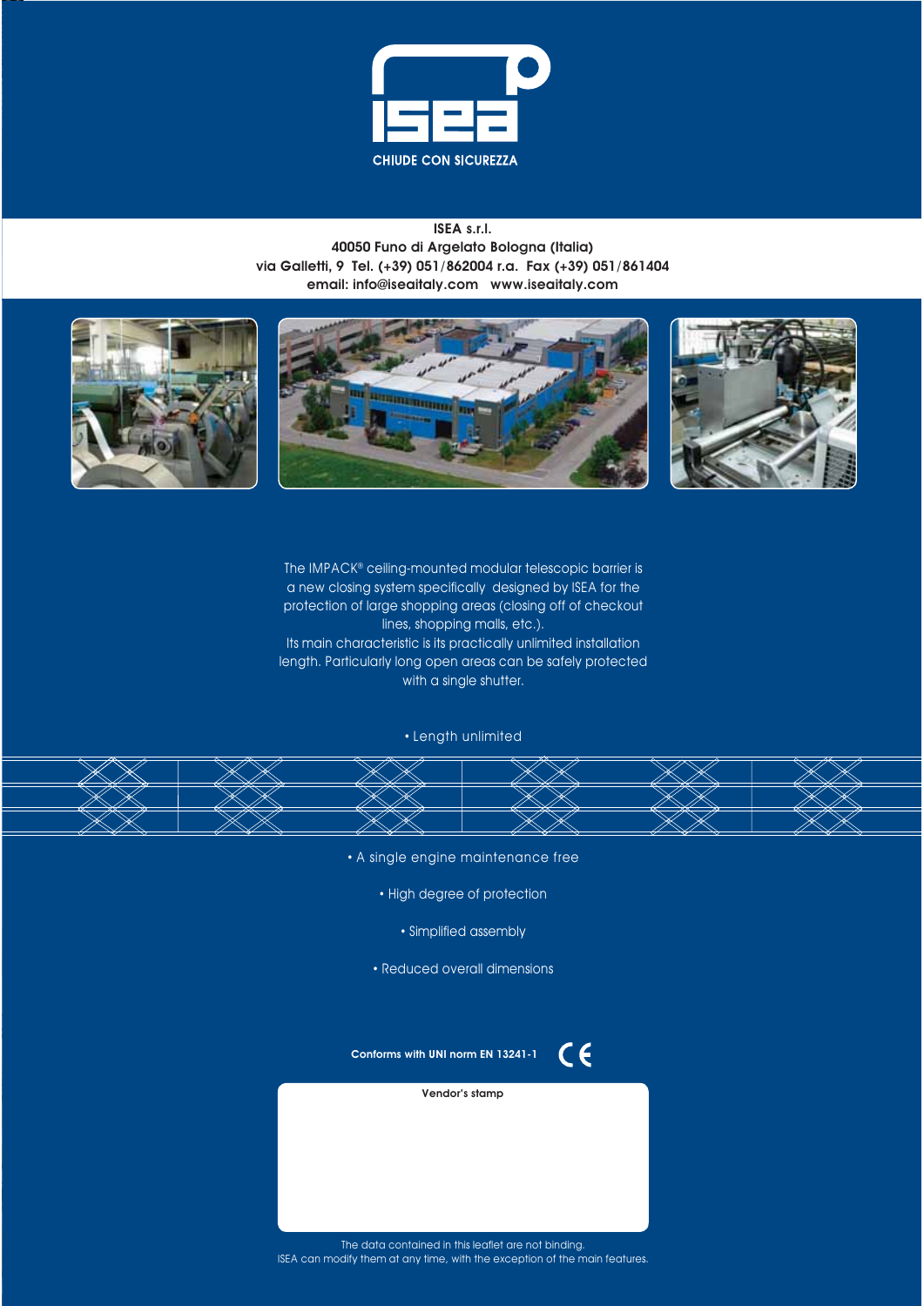# isea

CHIUDE CON SICUREZZA

**ISEA s.r.l.**
**40050 Funo di Argelato Bologna (Italia)**
**via Galletti, 9 Tel. (+39) 051/862004 r.a. Fax (+39) 051/861404**
**email: info@iseaitaly.com www.iseaitaly.com**

The IMPACK® ceiling-mounted modular telescopic barrier is a new closing system specifically designed by ISEA for the protection of large shopping areas (closing off of checkout lines, shopping malls, etc.).
Its main characteristic is its practically unlimited installation length. Particularly long open areas can be safely protected with a single shutter.

- Length unlimited
- A single engine maintenance free
- High degree of protection
- Simplified assembly
- Reduced overall dimensions

**Conforms with UNI norm EN 13241-1** CE

**Vendor's stamp**

The data contained in this leaflet are not binding.
ISEA can modify them at any time, with the exception of the main features.